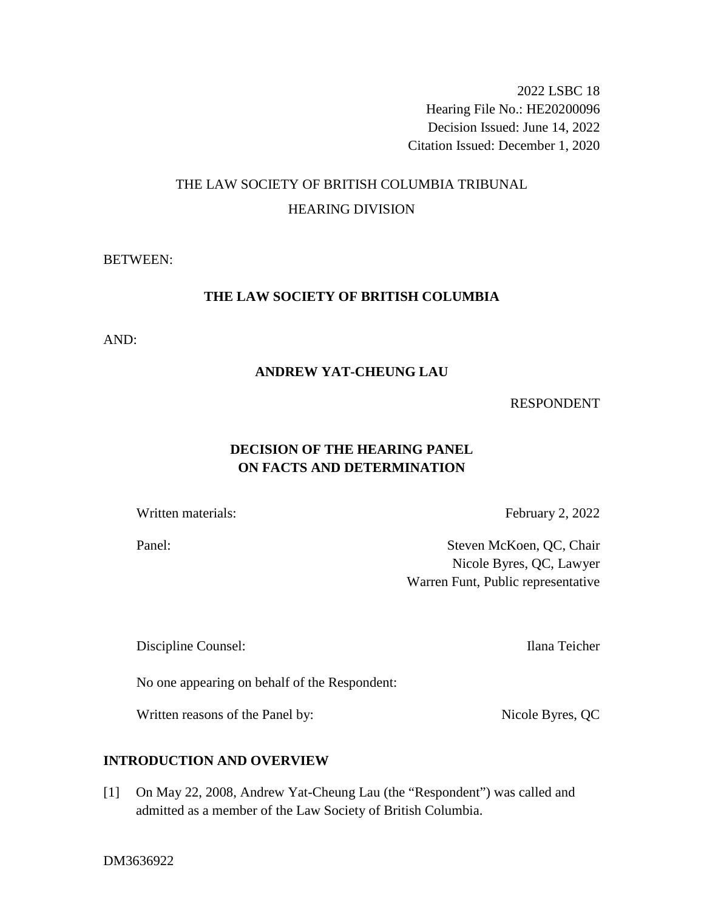2022 LSBC 18
Hearing File No.: HE20200096
Decision Issued: June 14, 2022
Citation Issued: December 1, 2020

THE LAW SOCIETY OF BRITISH COLUMBIA TRIBUNAL

HEARING DIVISION

BETWEEN:

**THE LAW SOCIETY OF BRITISH COLUMBIA**

AND:

**ANDREW YAT-CHEUNG LAU**

RESPONDENT

**DECISION OF THE HEARING PANEL ON FACTS AND DETERMINATION**

Written materials: February 2, 2022

Panel: Steven McKoen, QC, Chair
Nicole Byres, QC, Lawyer
Warren Funt, Public representative

Discipline Counsel: Ilana Teicher

No one appearing on behalf of the Respondent:

Written reasons of the Panel by: Nicole Byres, QC

## INTRODUCTION AND OVERVIEW

[1] On May 22, 2008, Andrew Yat-Cheung Lau (the "Respondent") was called and admitted as a member of the Law Society of British Columbia.

DM3636922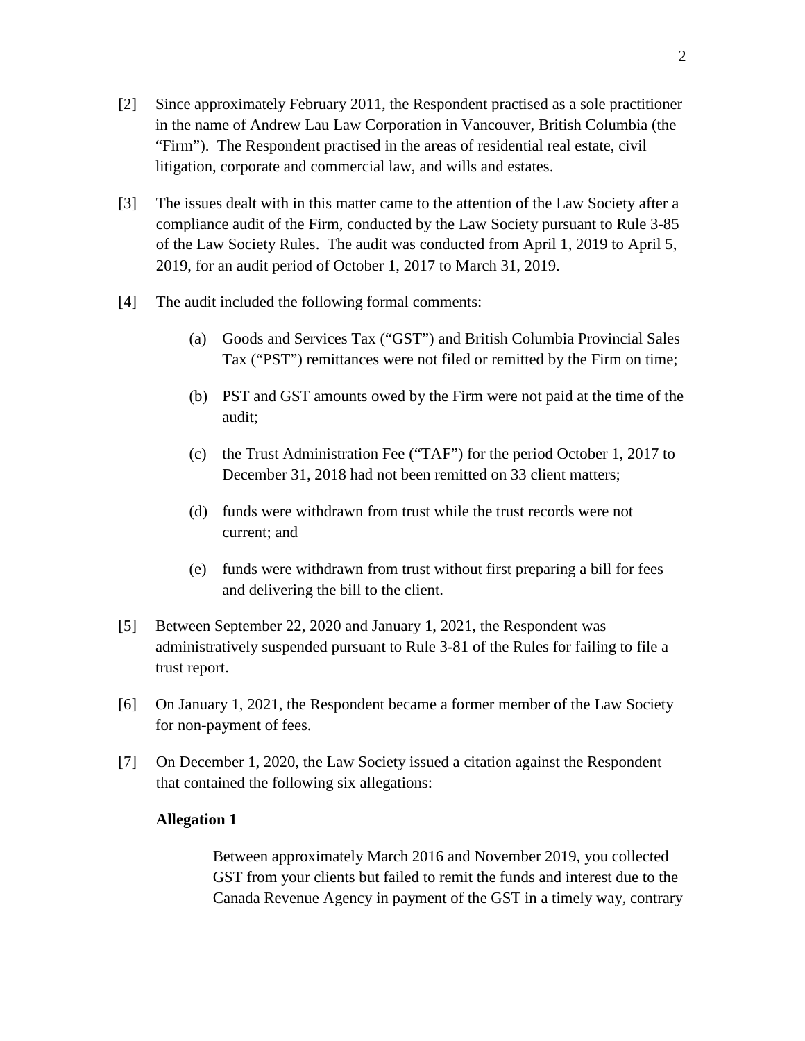[2] Since approximately February 2011, the Respondent practised as a sole practitioner in the name of Andrew Lau Law Corporation in Vancouver, British Columbia (the "Firm"). The Respondent practised in the areas of residential real estate, civil litigation, corporate and commercial law, and wills and estates.

[3] The issues dealt with in this matter came to the attention of the Law Society after a compliance audit of the Firm, conducted by the Law Society pursuant to Rule 3-85 of the Law Society Rules. The audit was conducted from April 1, 2019 to April 5, 2019, for an audit period of October 1, 2017 to March 31, 2019.

[4] The audit included the following formal comments:

> (a) Goods and Services Tax ("GST") and British Columbia Provincial Sales Tax ("PST") remittances were not filed or remitted by the Firm on time;
>
> (b) PST and GST amounts owed by the Firm were not paid at the time of the audit;
>
> (c) the Trust Administration Fee ("TAF") for the period October 1, 2017 to December 31, 2018 had not been remitted on 33 client matters;
>
> (d) funds were withdrawn from trust while the trust records were not current; and
>
> (e) funds were withdrawn from trust without first preparing a bill for fees and delivering the bill to the client.

[5] Between September 22, 2020 and January 1, 2021, the Respondent was administratively suspended pursuant to Rule 3-81 of the Rules for failing to file a trust report.

[6] On January 1, 2021, the Respondent became a former member of the Law Society for non-payment of fees.

[7] On December 1, 2020, the Law Society issued a citation against the Respondent that contained the following six allegations:

**Allegation 1**

> Between approximately March 2016 and November 2019, you collected GST from your clients but failed to remit the funds and interest due to the Canada Revenue Agency in payment of the GST in a timely way, contrary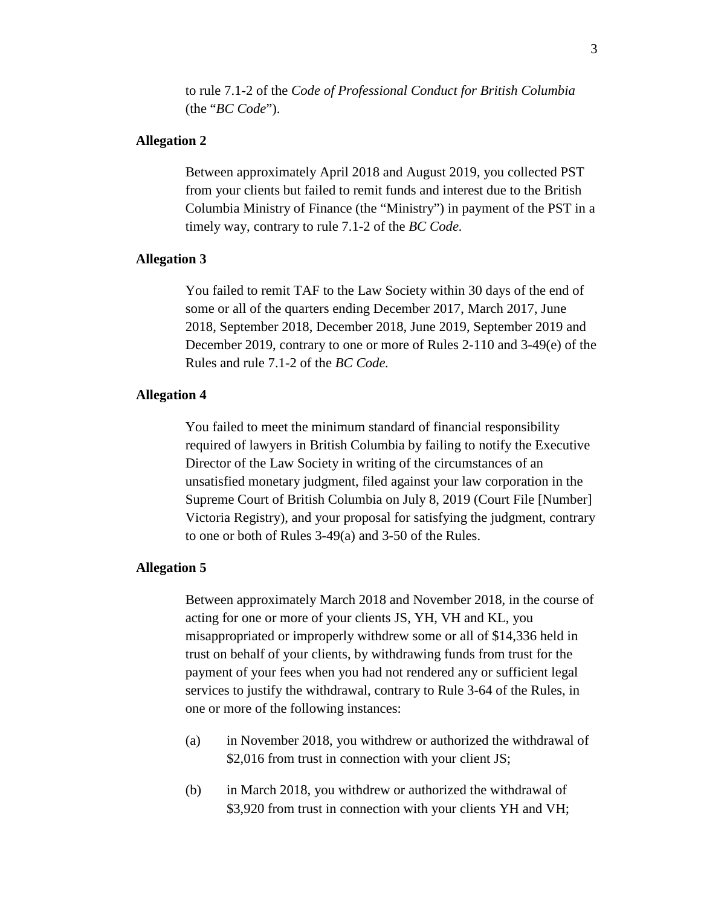to rule 7.1-2 of the *Code of Professional Conduct for British Columbia* (the "*BC Code*").

**Allegation 2**

Between approximately April 2018 and August 2019, you collected PST from your clients but failed to remit funds and interest due to the British Columbia Ministry of Finance (the "Ministry") in payment of the PST in a timely way, contrary to rule 7.1-2 of the *BC Code*.

**Allegation 3**

You failed to remit TAF to the Law Society within 30 days of the end of some or all of the quarters ending December 2017, March 2017, June 2018, September 2018, December 2018, June 2019, September 2019 and December 2019, contrary to one or more of Rules 2-110 and 3-49(e) of the Rules and rule 7.1-2 of the *BC Code.*

**Allegation 4**

You failed to meet the minimum standard of financial responsibility required of lawyers in British Columbia by failing to notify the Executive Director of the Law Society in writing of the circumstances of an unsatisfied monetary judgment, filed against your law corporation in the Supreme Court of British Columbia on July 8, 2019 (Court File [Number] Victoria Registry), and your proposal for satisfying the judgment, contrary to one or both of Rules 3-49(a) and 3-50 of the Rules.

**Allegation 5**

Between approximately March 2018 and November 2018, in the course of acting for one or more of your clients JS, YH, VH and KL, you misappropriated or improperly withdrew some or all of $14,336 held in trust on behalf of your clients, by withdrawing funds from trust for the payment of your fees when you had not rendered any or sufficient legal services to justify the withdrawal, contrary to Rule 3-64 of the Rules, in one or more of the following instances:

(a) in November 2018, you withdrew or authorized the withdrawal of $2,016 from trust in connection with your client JS;

(b) in March 2018, you withdrew or authorized the withdrawal of $3,920 from trust in connection with your clients YH and VH;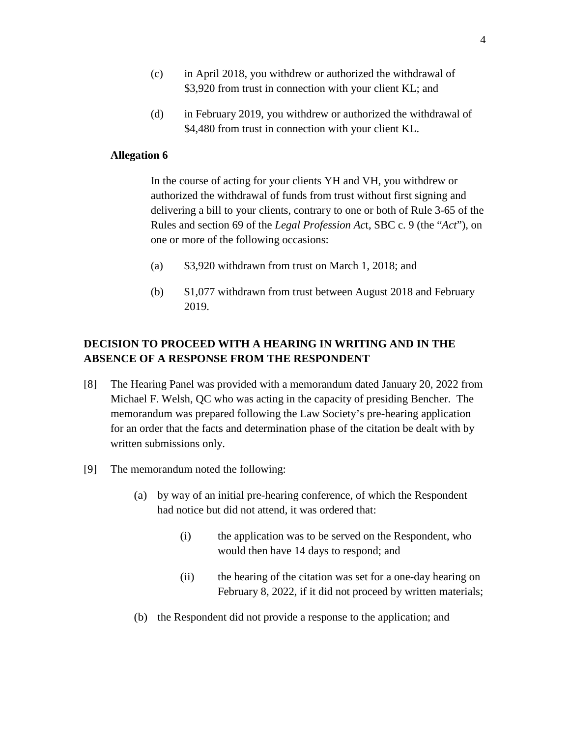(c) in April 2018, you withdrew or authorized the withdrawal of $3,920 from trust in connection with your client KL; and

(d) in February 2019, you withdrew or authorized the withdrawal of $4,480 from trust in connection with your client KL.

**Allegation 6**

In the course of acting for your clients YH and VH, you withdrew or authorized the withdrawal of funds from trust without first signing and delivering a bill to your clients, contrary to one or both of Rule 3-65 of the Rules and section 69 of the *Legal Profession Ac*t, SBC c. 9 (the "*Act*"), on one or more of the following occasions:

(a) $3,920 withdrawn from trust on March 1, 2018; and

(b) $1,077 withdrawn from trust between August 2018 and February 2019.

## DECISION TO PROCEED WITH A HEARING IN WRITING AND IN THE ABSENCE OF A RESPONSE FROM THE RESPONDENT

[8] The Hearing Panel was provided with a memorandum dated January 20, 2022 from Michael F. Welsh, QC who was acting in the capacity of presiding Bencher. The memorandum was prepared following the Law Society's pre-hearing application for an order that the facts and determination phase of the citation be dealt with by written submissions only.

[9] The memorandum noted the following:

(a) by way of an initial pre-hearing conference, of which the Respondent had notice but did not attend, it was ordered that:

(i) the application was to be served on the Respondent, who would then have 14 days to respond; and

(ii) the hearing of the citation was set for a one-day hearing on February 8, 2022, if it did not proceed by written materials;

(b) the Respondent did not provide a response to the application; and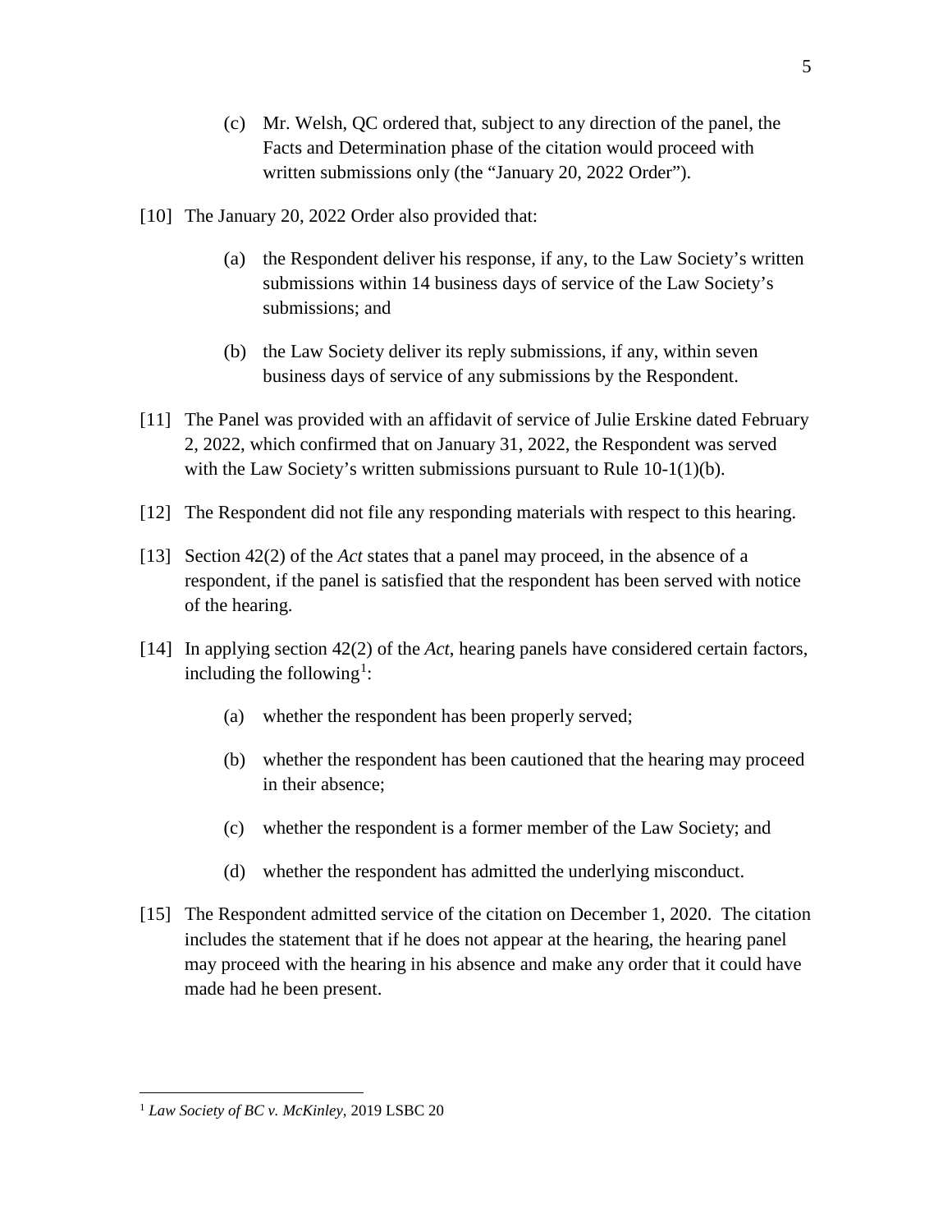(c) Mr. Welsh, QC ordered that, subject to any direction of the panel, the Facts and Determination phase of the citation would proceed with written submissions only (the "January 20, 2022 Order").

[10] The January 20, 2022 Order also provided that:

(a) the Respondent deliver his response, if any, to the Law Society's written submissions within 14 business days of service of the Law Society's submissions; and

(b) the Law Society deliver its reply submissions, if any, within seven business days of service of any submissions by the Respondent.

[11] The Panel was provided with an affidavit of service of Julie Erskine dated February 2, 2022, which confirmed that on January 31, 2022, the Respondent was served with the Law Society's written submissions pursuant to Rule 10-1(1)(b).

[12] The Respondent did not file any responding materials with respect to this hearing.

[13] Section 42(2) of the *Act* states that a panel may proceed, in the absence of a respondent, if the panel is satisfied that the respondent has been served with notice of the hearing.

[14] In applying section 42(2) of the *Act*, hearing panels have considered certain factors, including the following[1]:

(a) whether the respondent has been properly served;

(b) whether the respondent has been cautioned that the hearing may proceed in their absence;

(c) whether the respondent is a former member of the Law Society; and

(d) whether the respondent has admitted the underlying misconduct.

[15] The Respondent admitted service of the citation on December 1, 2020. The citation includes the statement that if he does not appear at the hearing, the hearing panel may proceed with the hearing in his absence and make any order that it could have made had he been present.

---

[1] *Law Society of BC v. McKinley*, 2019 LSBC 20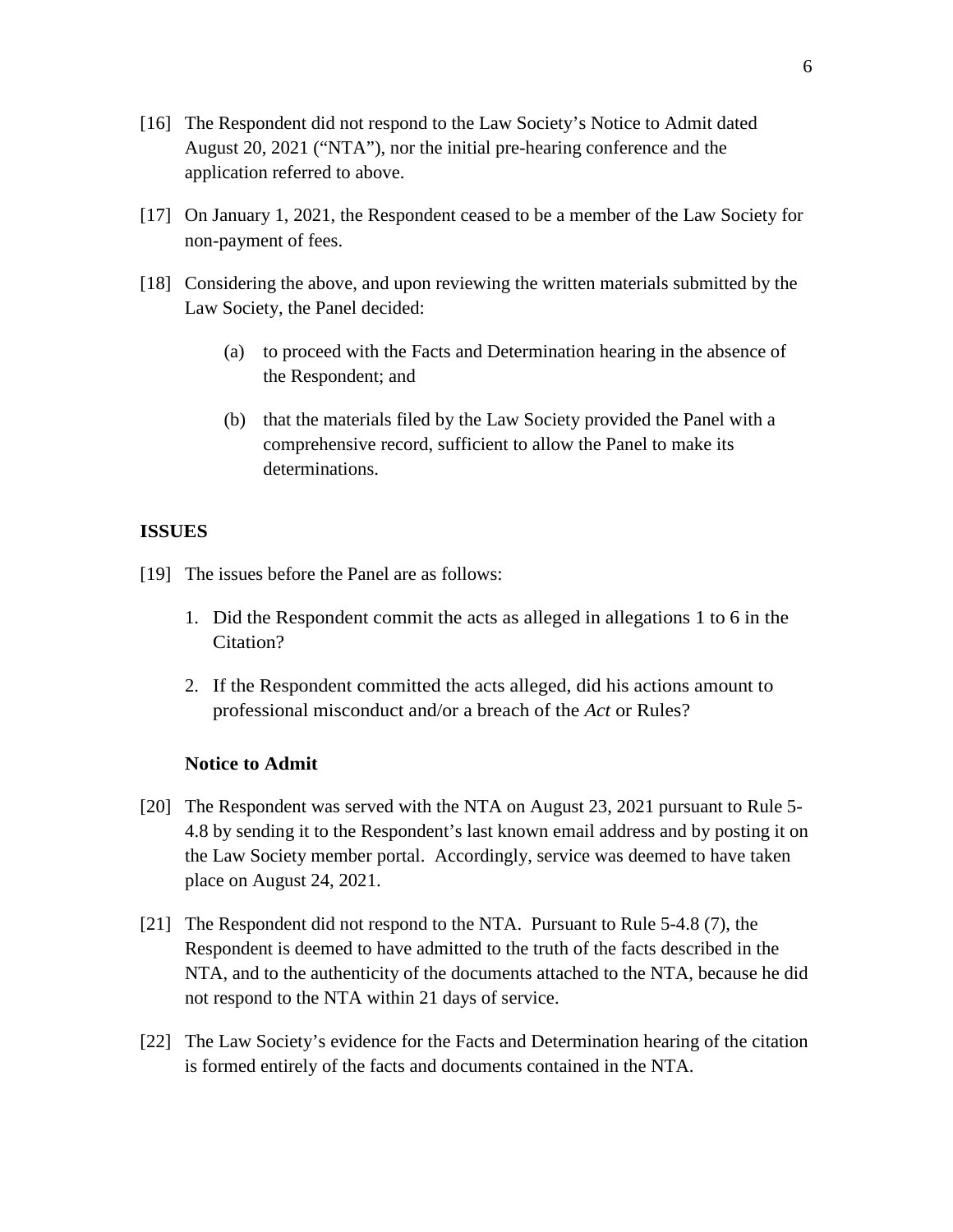[16] The Respondent did not respond to the Law Society's Notice to Admit dated August 20, 2021 ("NTA"), nor the initial pre-hearing conference and the application referred to above.

[17] On January 1, 2021, the Respondent ceased to be a member of the Law Society for non-payment of fees.

[18] Considering the above, and upon reviewing the written materials submitted by the Law Society, the Panel decided:

> (a) to proceed with the Facts and Determination hearing in the absence of the Respondent; and
>
> (b) that the materials filed by the Law Society provided the Panel with a comprehensive record, sufficient to allow the Panel to make its determinations.

## ISSUES

[19] The issues before the Panel are as follows:

1. Did the Respondent commit the acts as alleged in allegations 1 to 6 in the Citation?
2. If the Respondent committed the acts alleged, did his actions amount to professional misconduct and/or a breach of the *Act* or Rules?

### Notice to Admit

[20] The Respondent was served with the NTA on August 23, 2021 pursuant to Rule 5-4.8 by sending it to the Respondent's last known email address and by posting it on the Law Society member portal. Accordingly, service was deemed to have taken place on August 24, 2021.

[21] The Respondent did not respond to the NTA. Pursuant to Rule 5-4.8 (7), the Respondent is deemed to have admitted to the truth of the facts described in the NTA, and to the authenticity of the documents attached to the NTA, because he did not respond to the NTA within 21 days of service.

[22] The Law Society's evidence for the Facts and Determination hearing of the citation is formed entirely of the facts and documents contained in the NTA.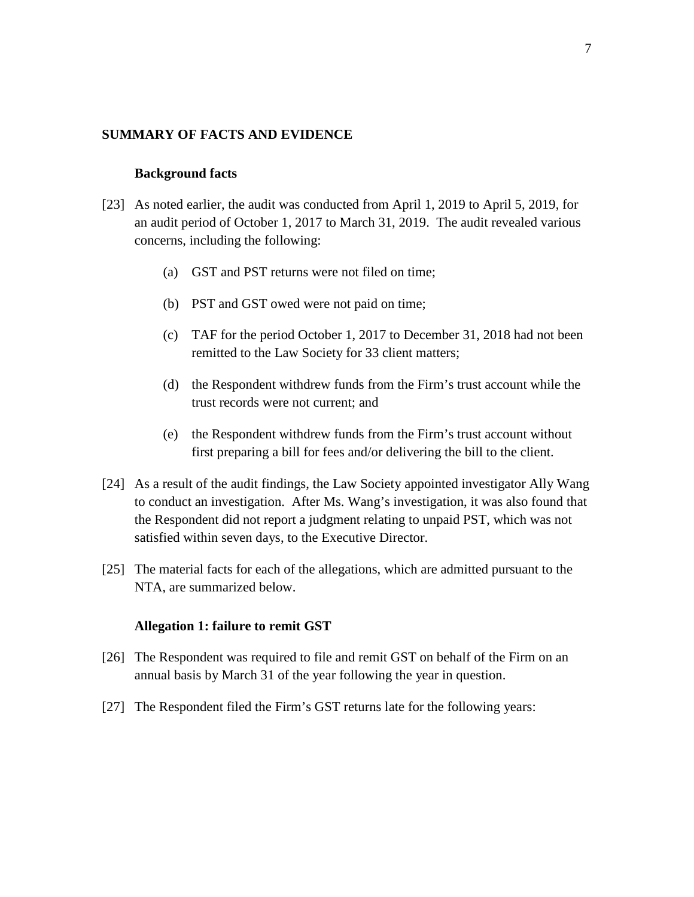## SUMMARY OF FACTS AND EVIDENCE

### Background facts

[23] As noted earlier, the audit was conducted from April 1, 2019 to April 5, 2019, for an audit period of October 1, 2017 to March 31, 2019. The audit revealed various concerns, including the following:

(a) GST and PST returns were not filed on time;

(b) PST and GST owed were not paid on time;

(c) TAF for the period October 1, 2017 to December 31, 2018 had not been remitted to the Law Society for 33 client matters;

(d) the Respondent withdrew funds from the Firm's trust account while the trust records were not current; and

(e) the Respondent withdrew funds from the Firm's trust account without first preparing a bill for fees and/or delivering the bill to the client.

[24] As a result of the audit findings, the Law Society appointed investigator Ally Wang to conduct an investigation. After Ms. Wang's investigation, it was also found that the Respondent did not report a judgment relating to unpaid PST, which was not satisfied within seven days, to the Executive Director.

[25] The material facts for each of the allegations, which are admitted pursuant to the NTA, are summarized below.

### Allegation 1: failure to remit GST

[26] The Respondent was required to file and remit GST on behalf of the Firm on an annual basis by March 31 of the year following the year in question.

[27] The Respondent filed the Firm's GST returns late for the following years: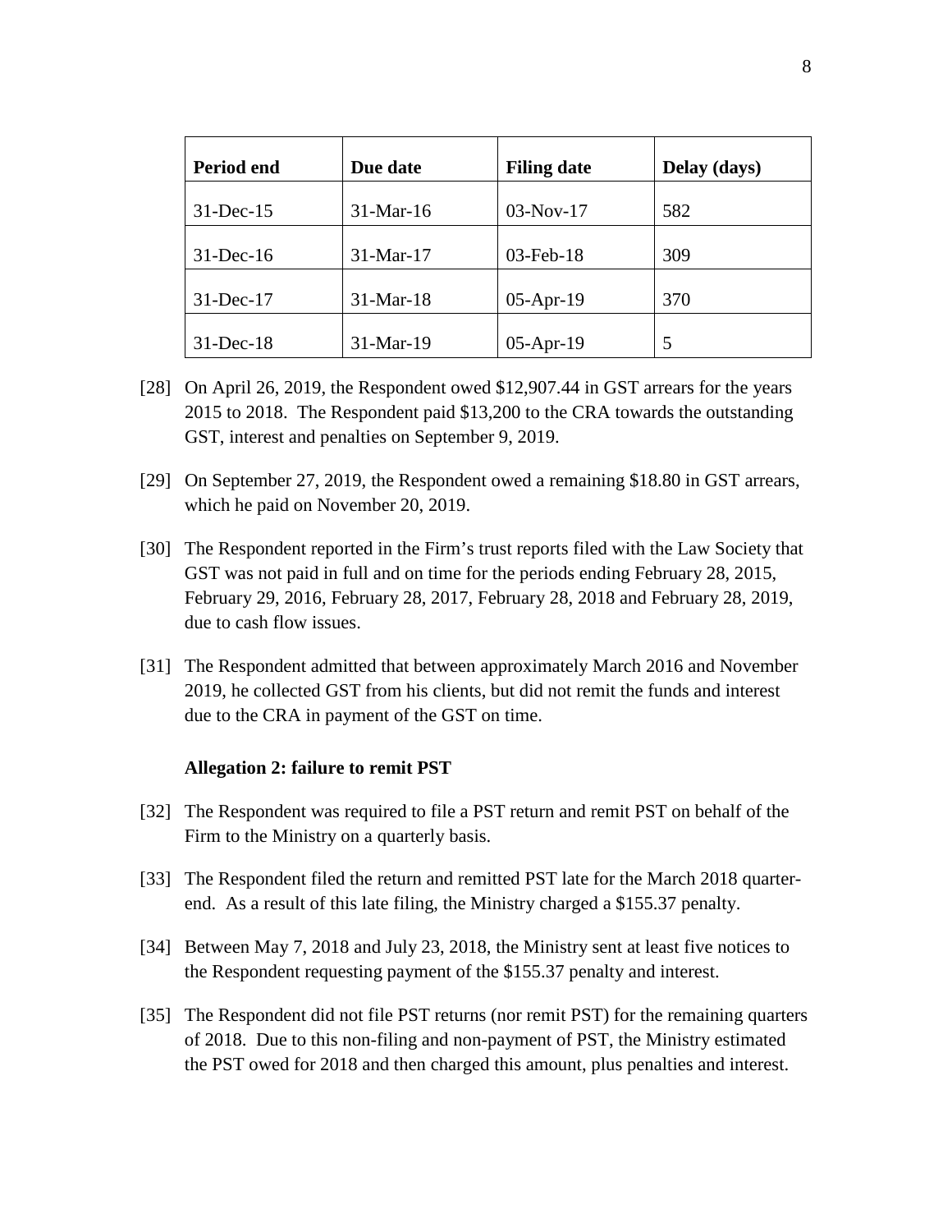| Period end | Due date | Filing date | Delay (days) |
|---|---|---|---|
| 31-Dec-15 | 31-Mar-16 | 03-Nov-17 | 582 |
| 31-Dec-16 | 31-Mar-17 | 03-Feb-18 | 309 |
| 31-Dec-17 | 31-Mar-18 | 05-Apr-19 | 370 |
| 31-Dec-18 | 31-Mar-19 | 05-Apr-19 | 5 |

[28] On April 26, 2019, the Respondent owed $12,907.44 in GST arrears for the years 2015 to 2018. The Respondent paid $13,200 to the CRA towards the outstanding GST, interest and penalties on September 9, 2019.

[29] On September 27, 2019, the Respondent owed a remaining $18.80 in GST arrears, which he paid on November 20, 2019.

[30] The Respondent reported in the Firm's trust reports filed with the Law Society that GST was not paid in full and on time for the periods ending February 28, 2015, February 29, 2016, February 28, 2017, February 28, 2018 and February 28, 2019, due to cash flow issues.

[31] The Respondent admitted that between approximately March 2016 and November 2019, he collected GST from his clients, but did not remit the funds and interest due to the CRA in payment of the GST on time.

**Allegation 2: failure to remit PST**

[32] The Respondent was required to file a PST return and remit PST on behalf of the Firm to the Ministry on a quarterly basis.

[33] The Respondent filed the return and remitted PST late for the March 2018 quarter-end. As a result of this late filing, the Ministry charged a $155.37 penalty.

[34] Between May 7, 2018 and July 23, 2018, the Ministry sent at least five notices to the Respondent requesting payment of the $155.37 penalty and interest.

[35] The Respondent did not file PST returns (nor remit PST) for the remaining quarters of 2018. Due to this non-filing and non-payment of PST, the Ministry estimated the PST owed for 2018 and then charged this amount, plus penalties and interest.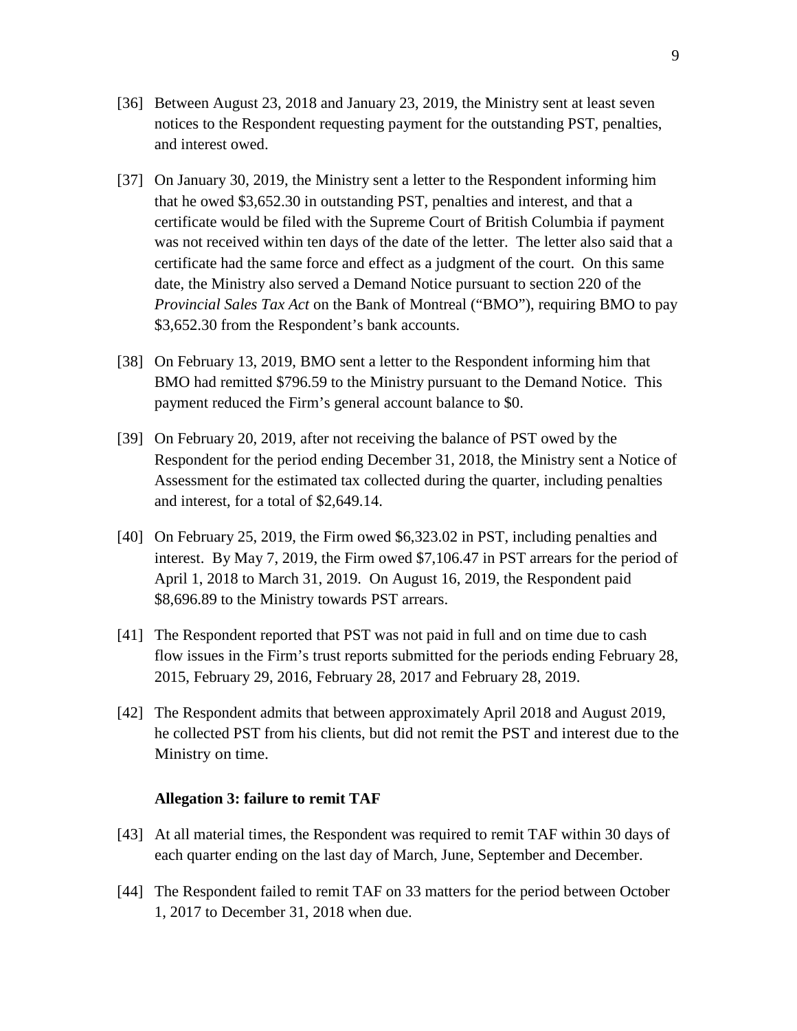[36] Between August 23, 2018 and January 23, 2019, the Ministry sent at least seven notices to the Respondent requesting payment for the outstanding PST, penalties, and interest owed.

[37] On January 30, 2019, the Ministry sent a letter to the Respondent informing him that he owed $3,652.30 in outstanding PST, penalties and interest, and that a certificate would be filed with the Supreme Court of British Columbia if payment was not received within ten days of the date of the letter. The letter also said that a certificate had the same force and effect as a judgment of the court. On this same date, the Ministry also served a Demand Notice pursuant to section 220 of the *Provincial Sales Tax Act* on the Bank of Montreal ("BMO"), requiring BMO to pay $3,652.30 from the Respondent's bank accounts.

[38] On February 13, 2019, BMO sent a letter to the Respondent informing him that BMO had remitted $796.59 to the Ministry pursuant to the Demand Notice. This payment reduced the Firm's general account balance to $0.

[39] On February 20, 2019, after not receiving the balance of PST owed by the Respondent for the period ending December 31, 2018, the Ministry sent a Notice of Assessment for the estimated tax collected during the quarter, including penalties and interest, for a total of $2,649.14.

[40] On February 25, 2019, the Firm owed $6,323.02 in PST, including penalties and interest. By May 7, 2019, the Firm owed $7,106.47 in PST arrears for the period of April 1, 2018 to March 31, 2019. On August 16, 2019, the Respondent paid $8,696.89 to the Ministry towards PST arrears.

[41] The Respondent reported that PST was not paid in full and on time due to cash flow issues in the Firm's trust reports submitted for the periods ending February 28, 2015, February 29, 2016, February 28, 2017 and February 28, 2019.

[42] The Respondent admits that between approximately April 2018 and August 2019, he collected PST from his clients, but did not remit the PST and interest due to the Ministry on time.

**Allegation 3: failure to remit TAF**

[43] At all material times, the Respondent was required to remit TAF within 30 days of each quarter ending on the last day of March, June, September and December.

[44] The Respondent failed to remit TAF on 33 matters for the period between October 1, 2017 to December 31, 2018 when due.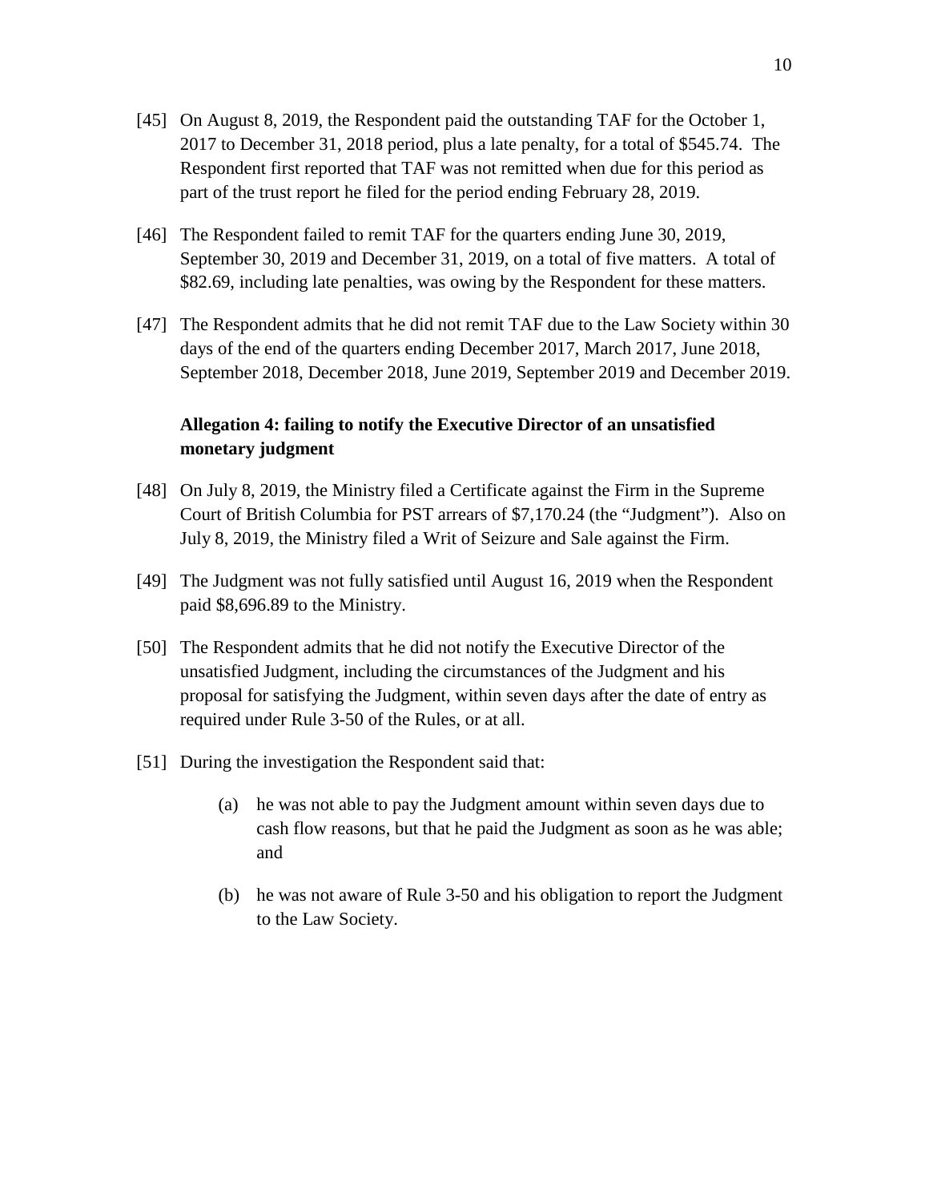[45] On August 8, 2019, the Respondent paid the outstanding TAF for the October 1, 2017 to December 31, 2018 period, plus a late penalty, for a total of $545.74. The Respondent first reported that TAF was not remitted when due for this period as part of the trust report he filed for the period ending February 28, 2019.

[46] The Respondent failed to remit TAF for the quarters ending June 30, 2019, September 30, 2019 and December 31, 2019, on a total of five matters. A total of $82.69, including late penalties, was owing by the Respondent for these matters.

[47] The Respondent admits that he did not remit TAF due to the Law Society within 30 days of the end of the quarters ending December 2017, March 2017, June 2018, September 2018, December 2018, June 2019, September 2019 and December 2019.

**Allegation 4: failing to notify the Executive Director of an unsatisfied monetary judgment**

[48] On July 8, 2019, the Ministry filed a Certificate against the Firm in the Supreme Court of British Columbia for PST arrears of $7,170.24 (the "Judgment"). Also on July 8, 2019, the Ministry filed a Writ of Seizure and Sale against the Firm.

[49] The Judgment was not fully satisfied until August 16, 2019 when the Respondent paid $8,696.89 to the Ministry.

[50] The Respondent admits that he did not notify the Executive Director of the unsatisfied Judgment, including the circumstances of the Judgment and his proposal for satisfying the Judgment, within seven days after the date of entry as required under Rule 3-50 of the Rules, or at all.

[51] During the investigation the Respondent said that:

(a) he was not able to pay the Judgment amount within seven days due to cash flow reasons, but that he paid the Judgment as soon as he was able; and

(b) he was not aware of Rule 3-50 and his obligation to report the Judgment to the Law Society.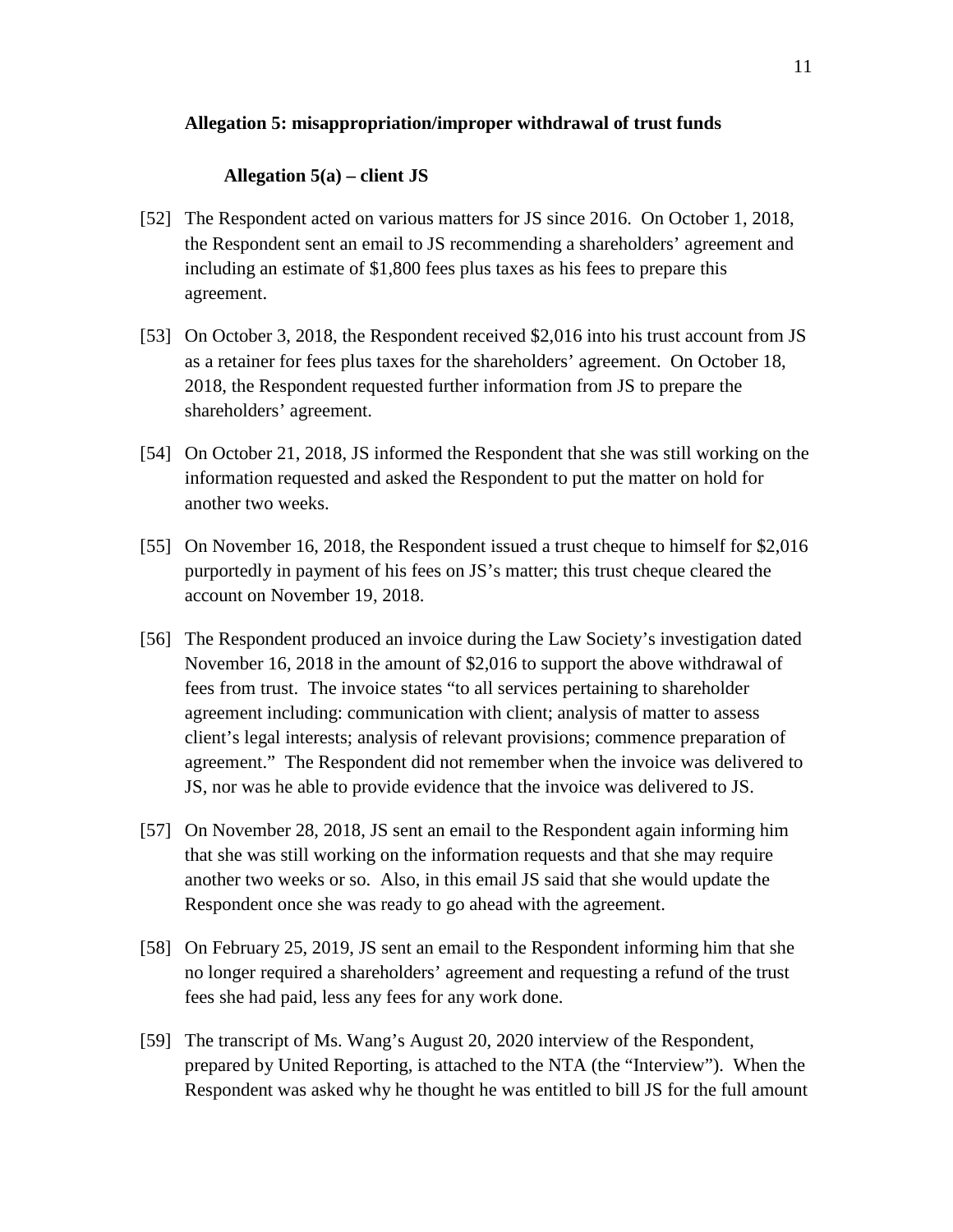**Allegation 5: misappropriation/improper withdrawal of trust funds**

**Allegation 5(a) – client JS**

[52] The Respondent acted on various matters for JS since 2016. On October 1, 2018, the Respondent sent an email to JS recommending a shareholders' agreement and including an estimate of $1,800 fees plus taxes as his fees to prepare this agreement.

[53] On October 3, 2018, the Respondent received $2,016 into his trust account from JS as a retainer for fees plus taxes for the shareholders' agreement. On October 18, 2018, the Respondent requested further information from JS to prepare the shareholders' agreement.

[54] On October 21, 2018, JS informed the Respondent that she was still working on the information requested and asked the Respondent to put the matter on hold for another two weeks.

[55] On November 16, 2018, the Respondent issued a trust cheque to himself for $2,016 purportedly in payment of his fees on JS's matter; this trust cheque cleared the account on November 19, 2018.

[56] The Respondent produced an invoice during the Law Society's investigation dated November 16, 2018 in the amount of $2,016 to support the above withdrawal of fees from trust. The invoice states "to all services pertaining to shareholder agreement including: communication with client; analysis of matter to assess client's legal interests; analysis of relevant provisions; commence preparation of agreement." The Respondent did not remember when the invoice was delivered to JS, nor was he able to provide evidence that the invoice was delivered to JS.

[57] On November 28, 2018, JS sent an email to the Respondent again informing him that she was still working on the information requests and that she may require another two weeks or so. Also, in this email JS said that she would update the Respondent once she was ready to go ahead with the agreement.

[58] On February 25, 2019, JS sent an email to the Respondent informing him that she no longer required a shareholders' agreement and requesting a refund of the trust fees she had paid, less any fees for any work done.

[59] The transcript of Ms. Wang's August 20, 2020 interview of the Respondent, prepared by United Reporting, is attached to the NTA (the "Interview"). When the Respondent was asked why he thought he was entitled to bill JS for the full amount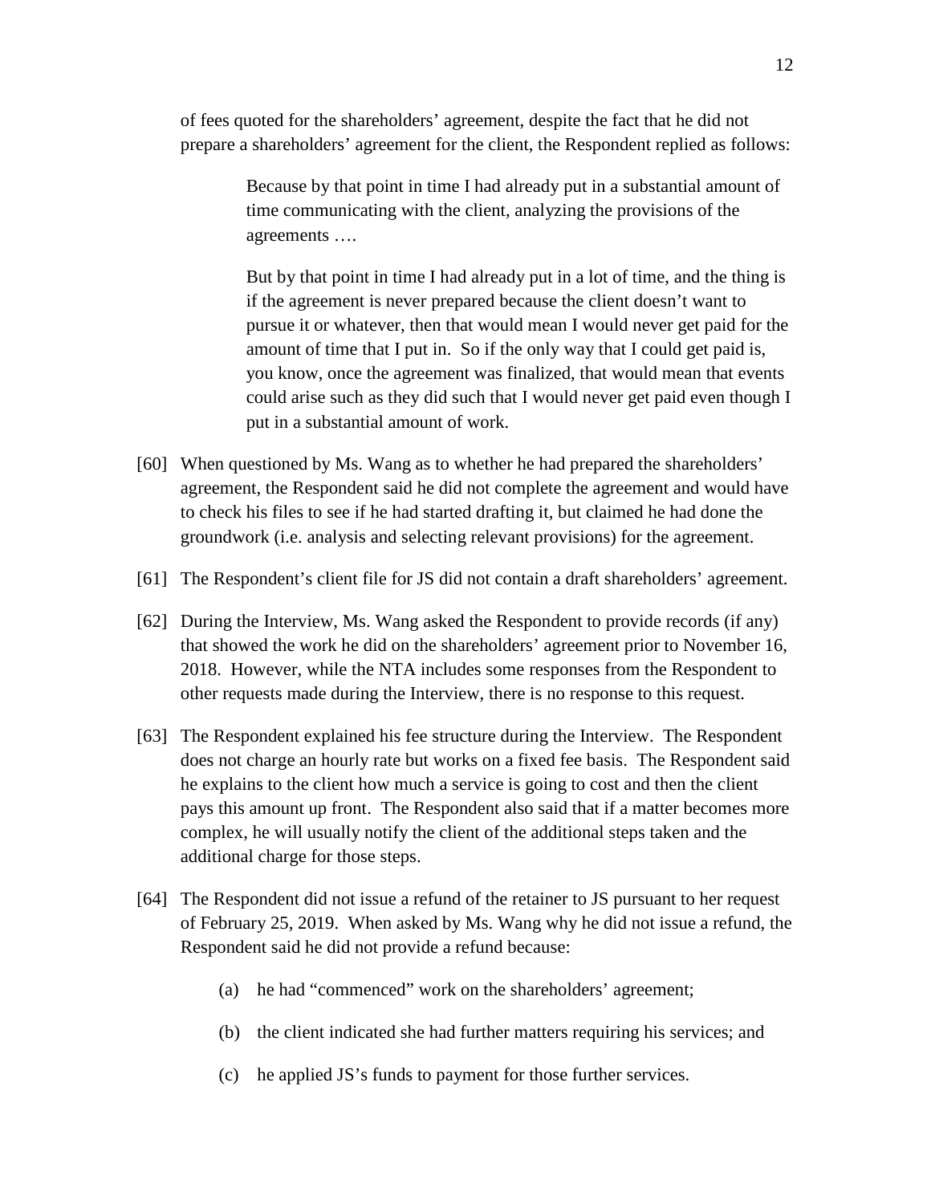of fees quoted for the shareholders' agreement, despite the fact that he did not prepare a shareholders' agreement for the client, the Respondent replied as follows:

> Because by that point in time I had already put in a substantial amount of time communicating with the client, analyzing the provisions of the agreements ….
>
> But by that point in time I had already put in a lot of time, and the thing is if the agreement is never prepared because the client doesn't want to pursue it or whatever, then that would mean I would never get paid for the amount of time that I put in. So if the only way that I could get paid is, you know, once the agreement was finalized, that would mean that events could arise such as they did such that I would never get paid even though I put in a substantial amount of work.

[60] When questioned by Ms. Wang as to whether he had prepared the shareholders' agreement, the Respondent said he did not complete the agreement and would have to check his files to see if he had started drafting it, but claimed he had done the groundwork (i.e. analysis and selecting relevant provisions) for the agreement.

[61] The Respondent's client file for JS did not contain a draft shareholders' agreement.

[62] During the Interview, Ms. Wang asked the Respondent to provide records (if any) that showed the work he did on the shareholders' agreement prior to November 16, 2018. However, while the NTA includes some responses from the Respondent to other requests made during the Interview, there is no response to this request.

[63] The Respondent explained his fee structure during the Interview. The Respondent does not charge an hourly rate but works on a fixed fee basis. The Respondent said he explains to the client how much a service is going to cost and then the client pays this amount up front. The Respondent also said that if a matter becomes more complex, he will usually notify the client of the additional steps taken and the additional charge for those steps.

[64] The Respondent did not issue a refund of the retainer to JS pursuant to her request of February 25, 2019. When asked by Ms. Wang why he did not issue a refund, the Respondent said he did not provide a refund because:

(a) he had "commenced" work on the shareholders' agreement;

(b) the client indicated she had further matters requiring his services; and

(c) he applied JS's funds to payment for those further services.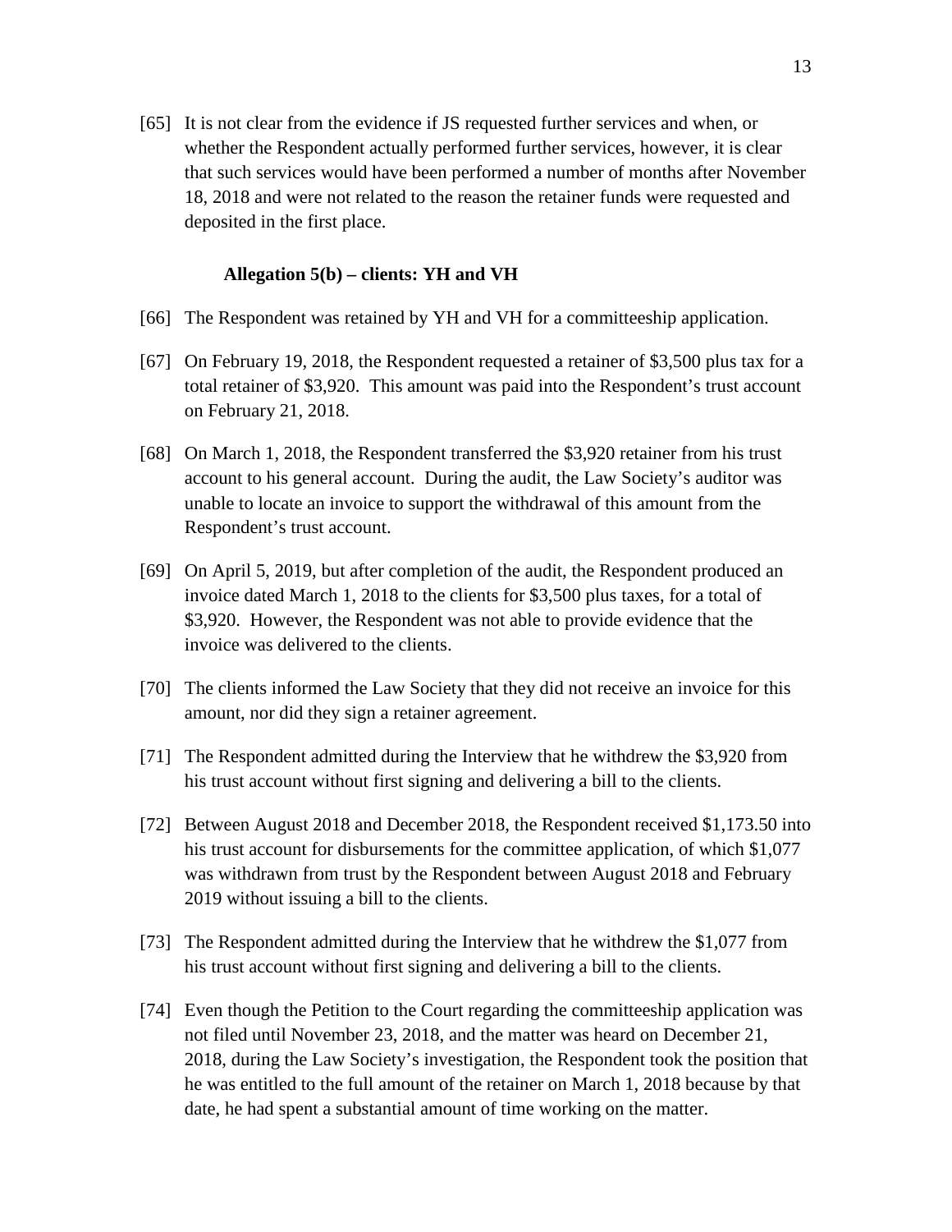[65] It is not clear from the evidence if JS requested further services and when, or whether the Respondent actually performed further services, however, it is clear that such services would have been performed a number of months after November 18, 2018 and were not related to the reason the retainer funds were requested and deposited in the first place.

### Allegation 5(b) – clients: YH and VH

[66] The Respondent was retained by YH and VH for a committeeship application.

[67] On February 19, 2018, the Respondent requested a retainer of $3,500 plus tax for a total retainer of $3,920. This amount was paid into the Respondent's trust account on February 21, 2018.

[68] On March 1, 2018, the Respondent transferred the $3,920 retainer from his trust account to his general account. During the audit, the Law Society's auditor was unable to locate an invoice to support the withdrawal of this amount from the Respondent's trust account.

[69] On April 5, 2019, but after completion of the audit, the Respondent produced an invoice dated March 1, 2018 to the clients for $3,500 plus taxes, for a total of $3,920. However, the Respondent was not able to provide evidence that the invoice was delivered to the clients.

[70] The clients informed the Law Society that they did not receive an invoice for this amount, nor did they sign a retainer agreement.

[71] The Respondent admitted during the Interview that he withdrew the $3,920 from his trust account without first signing and delivering a bill to the clients.

[72] Between August 2018 and December 2018, the Respondent received $1,173.50 into his trust account for disbursements for the committee application, of which $1,077 was withdrawn from trust by the Respondent between August 2018 and February 2019 without issuing a bill to the clients.

[73] The Respondent admitted during the Interview that he withdrew the $1,077 from his trust account without first signing and delivering a bill to the clients.

[74] Even though the Petition to the Court regarding the committeeship application was not filed until November 23, 2018, and the matter was heard on December 21, 2018, during the Law Society's investigation, the Respondent took the position that he was entitled to the full amount of the retainer on March 1, 2018 because by that date, he had spent a substantial amount of time working on the matter.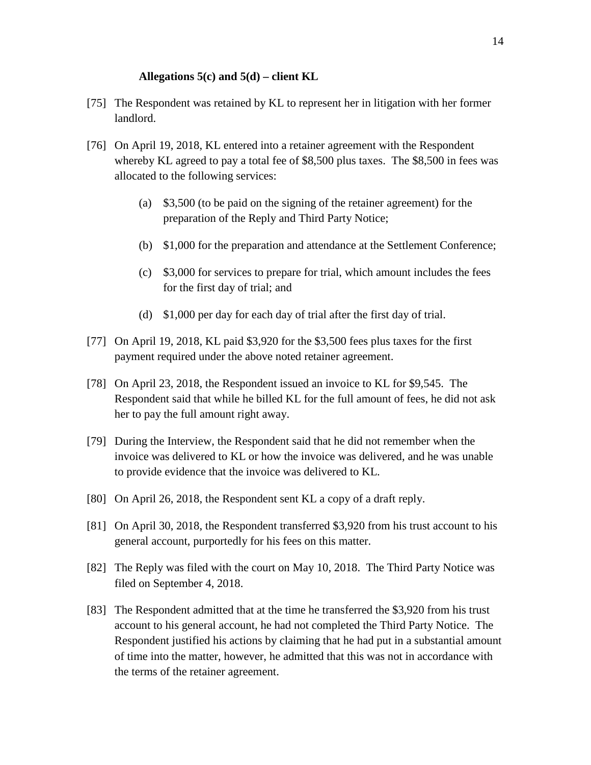### Allegations 5(c) and 5(d) – client KL

[75] The Respondent was retained by KL to represent her in litigation with her former landlord.

[76] On April 19, 2018, KL entered into a retainer agreement with the Respondent whereby KL agreed to pay a total fee of $8,500 plus taxes. The $8,500 in fees was allocated to the following services:

   (a) $3,500 (to be paid on the signing of the retainer agreement) for the preparation of the Reply and Third Party Notice;

   (b) $1,000 for the preparation and attendance at the Settlement Conference;

   (c) $3,000 for services to prepare for trial, which amount includes the fees for the first day of trial; and

   (d) $1,000 per day for each day of trial after the first day of trial.

[77] On April 19, 2018, KL paid $3,920 for the $3,500 fees plus taxes for the first payment required under the above noted retainer agreement.

[78] On April 23, 2018, the Respondent issued an invoice to KL for $9,545. The Respondent said that while he billed KL for the full amount of fees, he did not ask her to pay the full amount right away.

[79] During the Interview, the Respondent said that he did not remember when the invoice was delivered to KL or how the invoice was delivered, and he was unable to provide evidence that the invoice was delivered to KL.

[80] On April 26, 2018, the Respondent sent KL a copy of a draft reply.

[81] On April 30, 2018, the Respondent transferred $3,920 from his trust account to his general account, purportedly for his fees on this matter.

[82] The Reply was filed with the court on May 10, 2018. The Third Party Notice was filed on September 4, 2018.

[83] The Respondent admitted that at the time he transferred the $3,920 from his trust account to his general account, he had not completed the Third Party Notice. The Respondent justified his actions by claiming that he had put in a substantial amount of time into the matter, however, he admitted that this was not in accordance with the terms of the retainer agreement.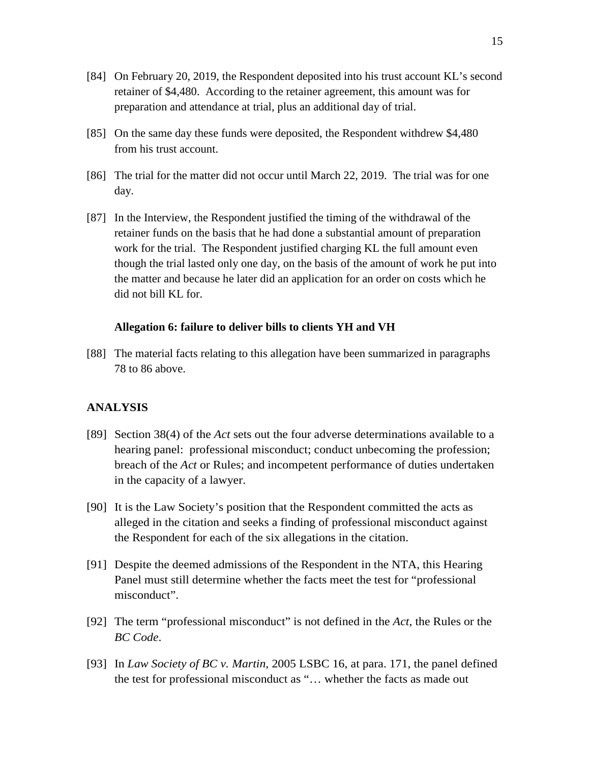[84] On February 20, 2019, the Respondent deposited into his trust account KL's second retainer of $4,480. According to the retainer agreement, this amount was for preparation and attendance at trial, plus an additional day of trial.

[85] On the same day these funds were deposited, the Respondent withdrew $4,480 from his trust account.

[86] The trial for the matter did not occur until March 22, 2019. The trial was for one day.

[87] In the Interview, the Respondent justified the timing of the withdrawal of the retainer funds on the basis that he had done a substantial amount of preparation work for the trial. The Respondent justified charging KL the full amount even though the trial lasted only one day, on the basis of the amount of work he put into the matter and because he later did an application for an order on costs which he did not bill KL for.

**Allegation 6: failure to deliver bills to clients YH and VH**

[88] The material facts relating to this allegation have been summarized in paragraphs 78 to 86 above.

## ANALYSIS

[89] Section 38(4) of the *Act* sets out the four adverse determinations available to a hearing panel: professional misconduct; conduct unbecoming the profession; breach of the *Act* or Rules; and incompetent performance of duties undertaken in the capacity of a lawyer.

[90] It is the Law Society's position that the Respondent committed the acts as alleged in the citation and seeks a finding of professional misconduct against the Respondent for each of the six allegations in the citation.

[91] Despite the deemed admissions of the Respondent in the NTA, this Hearing Panel must still determine whether the facts meet the test for "professional misconduct".

[92] The term "professional misconduct" is not defined in the *Act*, the Rules or the *BC Code*.

[93] In *Law Society of BC v. Martin*, 2005 LSBC 16, at para. 171, the panel defined the test for professional misconduct as "… whether the facts as made out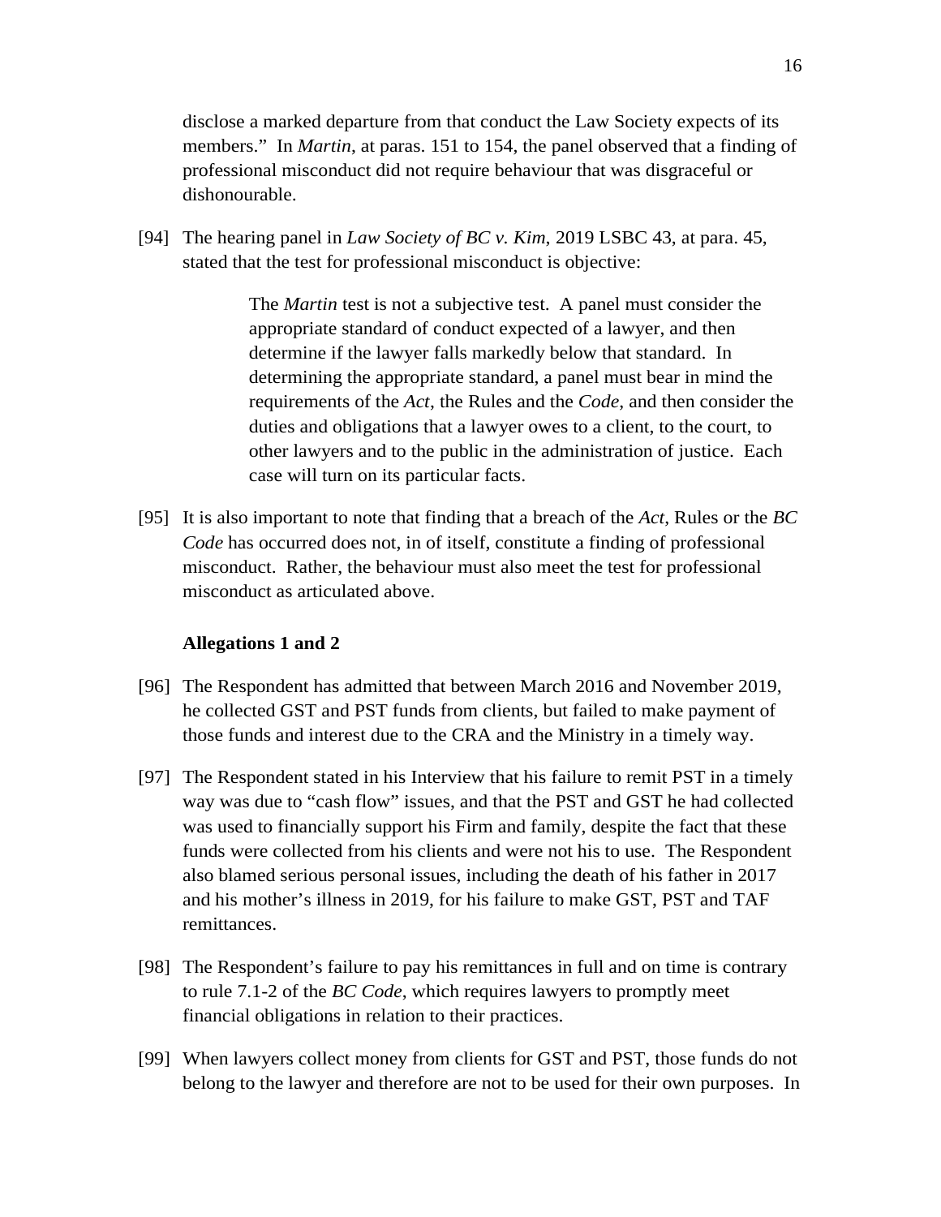disclose a marked departure from that conduct the Law Society expects of its members." In *Martin*, at paras. 151 to 154, the panel observed that a finding of professional misconduct did not require behaviour that was disgraceful or dishonourable.

[94] The hearing panel in *Law Society of BC v. Kim*, 2019 LSBC 43, at para. 45, stated that the test for professional misconduct is objective:

> The *Martin* test is not a subjective test. A panel must consider the appropriate standard of conduct expected of a lawyer, and then determine if the lawyer falls markedly below that standard. In determining the appropriate standard, a panel must bear in mind the requirements of the *Act*, the Rules and the *Code*, and then consider the duties and obligations that a lawyer owes to a client, to the court, to other lawyers and to the public in the administration of justice. Each case will turn on its particular facts.

[95] It is also important to note that finding that a breach of the *Act*, Rules or the *BC Code* has occurred does not, in of itself, constitute a finding of professional misconduct. Rather, the behaviour must also meet the test for professional misconduct as articulated above.

**Allegations 1 and 2**

[96] The Respondent has admitted that between March 2016 and November 2019, he collected GST and PST funds from clients, but failed to make payment of those funds and interest due to the CRA and the Ministry in a timely way.

[97] The Respondent stated in his Interview that his failure to remit PST in a timely way was due to "cash flow" issues, and that the PST and GST he had collected was used to financially support his Firm and family, despite the fact that these funds were collected from his clients and were not his to use. The Respondent also blamed serious personal issues, including the death of his father in 2017 and his mother's illness in 2019, for his failure to make GST, PST and TAF remittances.

[98] The Respondent's failure to pay his remittances in full and on time is contrary to rule 7.1-2 of the *BC Code*, which requires lawyers to promptly meet financial obligations in relation to their practices.

[99] When lawyers collect money from clients for GST and PST, those funds do not belong to the lawyer and therefore are not to be used for their own purposes. In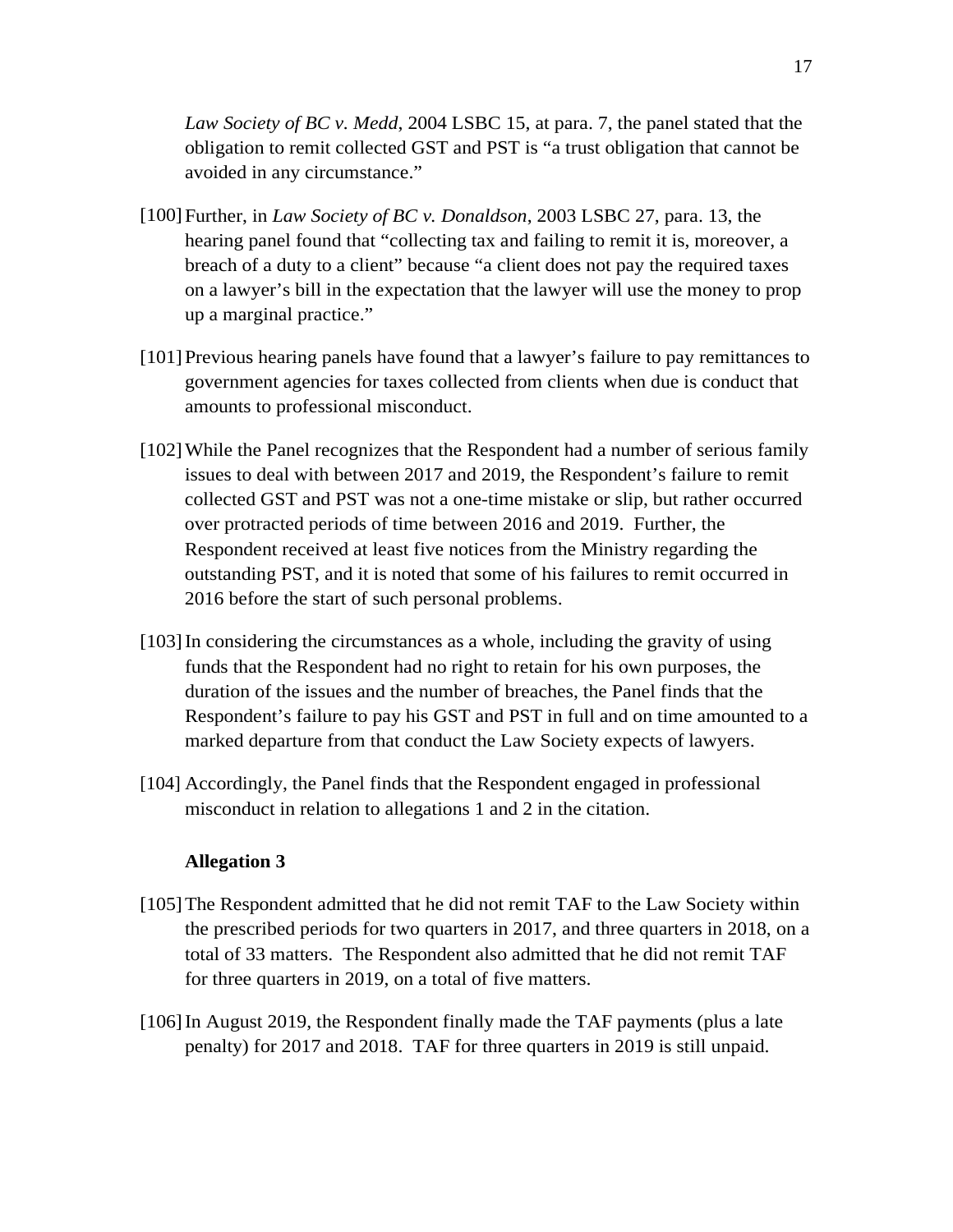*Law Society of BC v. Medd*, 2004 LSBC 15, at para. 7, the panel stated that the obligation to remit collected GST and PST is "a trust obligation that cannot be avoided in any circumstance."

[100] Further, in *Law Society of BC v. Donaldson*, 2003 LSBC 27, para. 13, the hearing panel found that "collecting tax and failing to remit it is, moreover, a breach of a duty to a client" because "a client does not pay the required taxes on a lawyer's bill in the expectation that the lawyer will use the money to prop up a marginal practice."

[101] Previous hearing panels have found that a lawyer's failure to pay remittances to government agencies for taxes collected from clients when due is conduct that amounts to professional misconduct.

[102] While the Panel recognizes that the Respondent had a number of serious family issues to deal with between 2017 and 2019, the Respondent's failure to remit collected GST and PST was not a one-time mistake or slip, but rather occurred over protracted periods of time between 2016 and 2019. Further, the Respondent received at least five notices from the Ministry regarding the outstanding PST, and it is noted that some of his failures to remit occurred in 2016 before the start of such personal problems.

[103] In considering the circumstances as a whole, including the gravity of using funds that the Respondent had no right to retain for his own purposes, the duration of the issues and the number of breaches, the Panel finds that the Respondent's failure to pay his GST and PST in full and on time amounted to a marked departure from that conduct the Law Society expects of lawyers.

[104] Accordingly, the Panel finds that the Respondent engaged in professional misconduct in relation to allegations 1 and 2 in the citation.

**Allegation 3**

[105] The Respondent admitted that he did not remit TAF to the Law Society within the prescribed periods for two quarters in 2017, and three quarters in 2018, on a total of 33 matters. The Respondent also admitted that he did not remit TAF for three quarters in 2019, on a total of five matters.

[106] In August 2019, the Respondent finally made the TAF payments (plus a late penalty) for 2017 and 2018. TAF for three quarters in 2019 is still unpaid.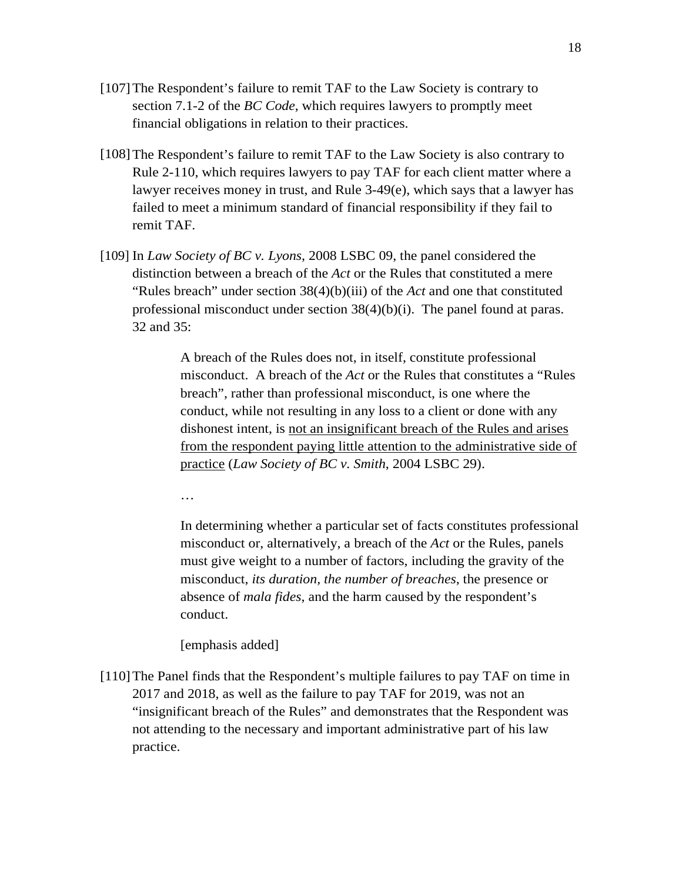[107] The Respondent's failure to remit TAF to the Law Society is contrary to section 7.1-2 of the *BC Code*, which requires lawyers to promptly meet financial obligations in relation to their practices.

[108] The Respondent's failure to remit TAF to the Law Society is also contrary to Rule 2-110, which requires lawyers to pay TAF for each client matter where a lawyer receives money in trust, and Rule 3-49(e), which says that a lawyer has failed to meet a minimum standard of financial responsibility if they fail to remit TAF.

[109] In *Law Society of BC v. Lyons*, 2008 LSBC 09, the panel considered the distinction between a breach of the *Act* or the Rules that constituted a mere "Rules breach" under section 38(4)(b)(iii) of the *Act* and one that constituted professional misconduct under section 38(4)(b)(i). The panel found at paras. 32 and 35:

> A breach of the Rules does not, in itself, constitute professional misconduct. A breach of the *Act* or the Rules that constitutes a "Rules breach", rather than professional misconduct, is one where the conduct, while not resulting in any loss to a client or done with any dishonest intent, is <u>not an insignificant breach of the Rules and arises from the respondent paying little attention to the administrative side of practice</u> (*Law Society of BC v. Smith*, 2004 LSBC 29).
>
> …
>
> In determining whether a particular set of facts constitutes professional misconduct or, alternatively, a breach of the *Act* or the Rules, panels must give weight to a number of factors, including the gravity of the misconduct, *its duration, the number of breaches*, the presence or absence of *mala fides*, and the harm caused by the respondent's conduct.
>
> [emphasis added]

[110] The Panel finds that the Respondent's multiple failures to pay TAF on time in 2017 and 2018, as well as the failure to pay TAF for 2019, was not an "insignificant breach of the Rules" and demonstrates that the Respondent was not attending to the necessary and important administrative part of his law practice.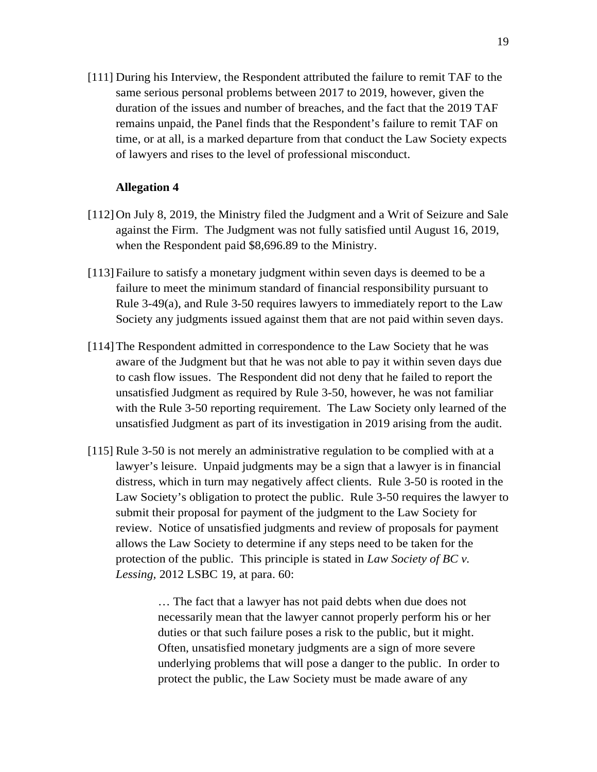[111] During his Interview, the Respondent attributed the failure to remit TAF to the same serious personal problems between 2017 to 2019, however, given the duration of the issues and number of breaches, and the fact that the 2019 TAF remains unpaid, the Panel finds that the Respondent's failure to remit TAF on time, or at all, is a marked departure from that conduct the Law Society expects of lawyers and rises to the level of professional misconduct.

**Allegation 4**

[112] On July 8, 2019, the Ministry filed the Judgment and a Writ of Seizure and Sale against the Firm. The Judgment was not fully satisfied until August 16, 2019, when the Respondent paid $8,696.89 to the Ministry.

[113] Failure to satisfy a monetary judgment within seven days is deemed to be a failure to meet the minimum standard of financial responsibility pursuant to Rule 3-49(a), and Rule 3-50 requires lawyers to immediately report to the Law Society any judgments issued against them that are not paid within seven days.

[114] The Respondent admitted in correspondence to the Law Society that he was aware of the Judgment but that he was not able to pay it within seven days due to cash flow issues. The Respondent did not deny that he failed to report the unsatisfied Judgment as required by Rule 3-50, however, he was not familiar with the Rule 3-50 reporting requirement. The Law Society only learned of the unsatisfied Judgment as part of its investigation in 2019 arising from the audit.

[115] Rule 3-50 is not merely an administrative regulation to be complied with at a lawyer's leisure. Unpaid judgments may be a sign that a lawyer is in financial distress, which in turn may negatively affect clients. Rule 3-50 is rooted in the Law Society's obligation to protect the public. Rule 3-50 requires the lawyer to submit their proposal for payment of the judgment to the Law Society for review. Notice of unsatisfied judgments and review of proposals for payment allows the Law Society to determine if any steps need to be taken for the protection of the public. This principle is stated in *Law Society of BC v. Lessing,* 2012 LSBC 19, at para. 60:

> … The fact that a lawyer has not paid debts when due does not necessarily mean that the lawyer cannot properly perform his or her duties or that such failure poses a risk to the public, but it might. Often, unsatisfied monetary judgments are a sign of more severe underlying problems that will pose a danger to the public. In order to protect the public, the Law Society must be made aware of any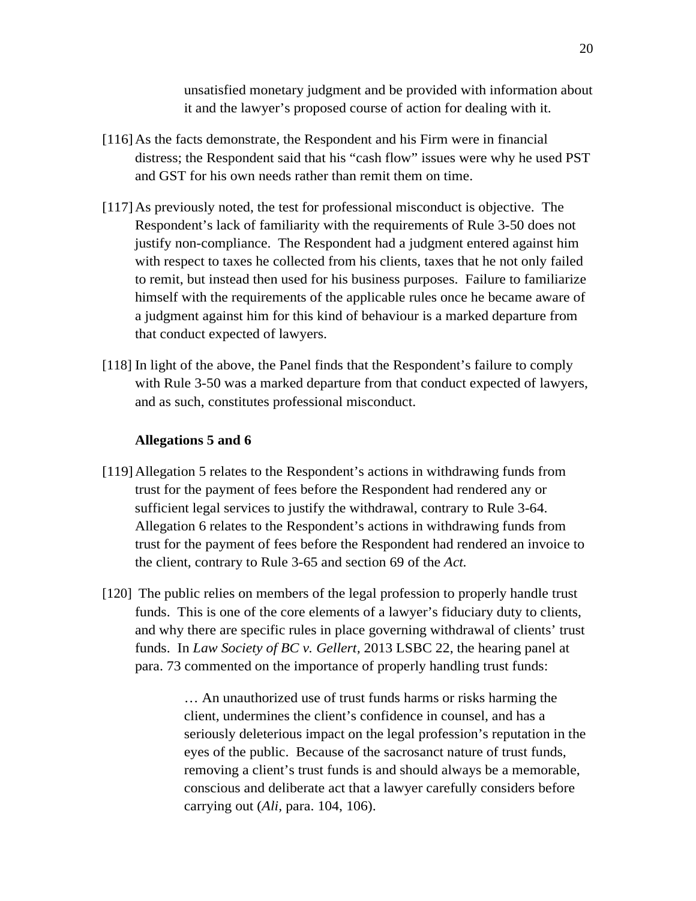unsatisfied monetary judgment and be provided with information about it and the lawyer's proposed course of action for dealing with it.

[116] As the facts demonstrate, the Respondent and his Firm were in financial distress; the Respondent said that his "cash flow" issues were why he used PST and GST for his own needs rather than remit them on time.

[117] As previously noted, the test for professional misconduct is objective. The Respondent's lack of familiarity with the requirements of Rule 3-50 does not justify non-compliance. The Respondent had a judgment entered against him with respect to taxes he collected from his clients, taxes that he not only failed to remit, but instead then used for his business purposes. Failure to familiarize himself with the requirements of the applicable rules once he became aware of a judgment against him for this kind of behaviour is a marked departure from that conduct expected of lawyers.

[118] In light of the above, the Panel finds that the Respondent's failure to comply with Rule 3-50 was a marked departure from that conduct expected of lawyers, and as such, constitutes professional misconduct.

**Allegations 5 and 6**

[119] Allegation 5 relates to the Respondent's actions in withdrawing funds from trust for the payment of fees before the Respondent had rendered any or sufficient legal services to justify the withdrawal, contrary to Rule 3-64. Allegation 6 relates to the Respondent's actions in withdrawing funds from trust for the payment of fees before the Respondent had rendered an invoice to the client, contrary to Rule 3-65 and section 69 of the *Act.*

[120] The public relies on members of the legal profession to properly handle trust funds. This is one of the core elements of a lawyer's fiduciary duty to clients, and why there are specific rules in place governing withdrawal of clients' trust funds. In *Law Society of BC v. Gellert,* 2013 LSBC 22, the hearing panel at para. 73 commented on the importance of properly handling trust funds:

> … An unauthorized use of trust funds harms or risks harming the client, undermines the client's confidence in counsel, and has a seriously deleterious impact on the legal profession's reputation in the eyes of the public. Because of the sacrosanct nature of trust funds, removing a client's trust funds is and should always be a memorable, conscious and deliberate act that a lawyer carefully considers before carrying out (*Ali,* para. 104, 106).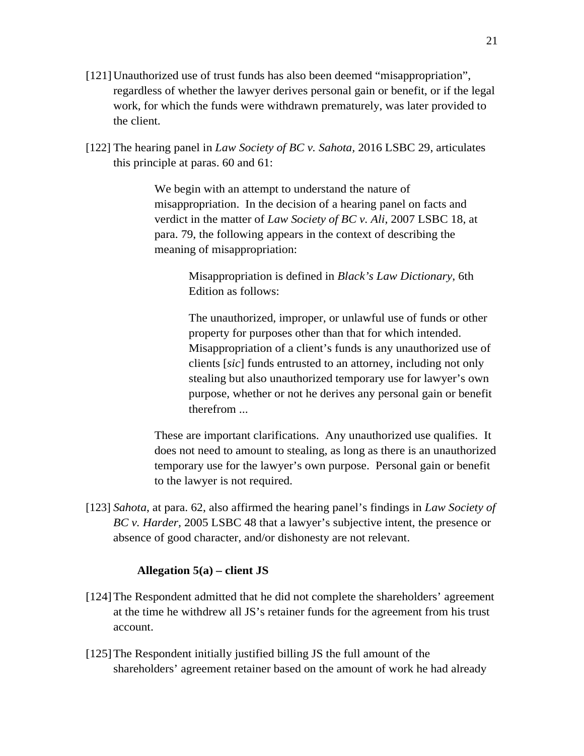[121] Unauthorized use of trust funds has also been deemed "misappropriation", regardless of whether the lawyer derives personal gain or benefit, or if the legal work, for which the funds were withdrawn prematurely, was later provided to the client.

[122] The hearing panel in *Law Society of BC v. Sahota*, 2016 LSBC 29, articulates this principle at paras. 60 and 61:

> We begin with an attempt to understand the nature of misappropriation. In the decision of a hearing panel on facts and verdict in the matter of *Law Society of BC v. Ali*, 2007 LSBC 18, at para. 79, the following appears in the context of describing the meaning of misappropriation:
>
> > Misappropriation is defined in *Black's Law Dictionary*, 6th Edition as follows:
> >
> > The unauthorized, improper, or unlawful use of funds or other property for purposes other than that for which intended. Misappropriation of a client's funds is any unauthorized use of clients [*sic*] funds entrusted to an attorney, including not only stealing but also unauthorized temporary use for lawyer's own purpose, whether or not he derives any personal gain or benefit therefrom ...
>
> These are important clarifications. Any unauthorized use qualifies. It does not need to amount to stealing, as long as there is an unauthorized temporary use for the lawyer's own purpose. Personal gain or benefit to the lawyer is not required.

[123] *Sahota*, at para. 62, also affirmed the hearing panel's findings in *Law Society of BC v. Harder*, 2005 LSBC 48 that a lawyer's subjective intent, the presence or absence of good character, and/or dishonesty are not relevant.

**Allegation 5(a) – client JS**

[124] The Respondent admitted that he did not complete the shareholders' agreement at the time he withdrew all JS's retainer funds for the agreement from his trust account.

[125] The Respondent initially justified billing JS the full amount of the shareholders' agreement retainer based on the amount of work he had already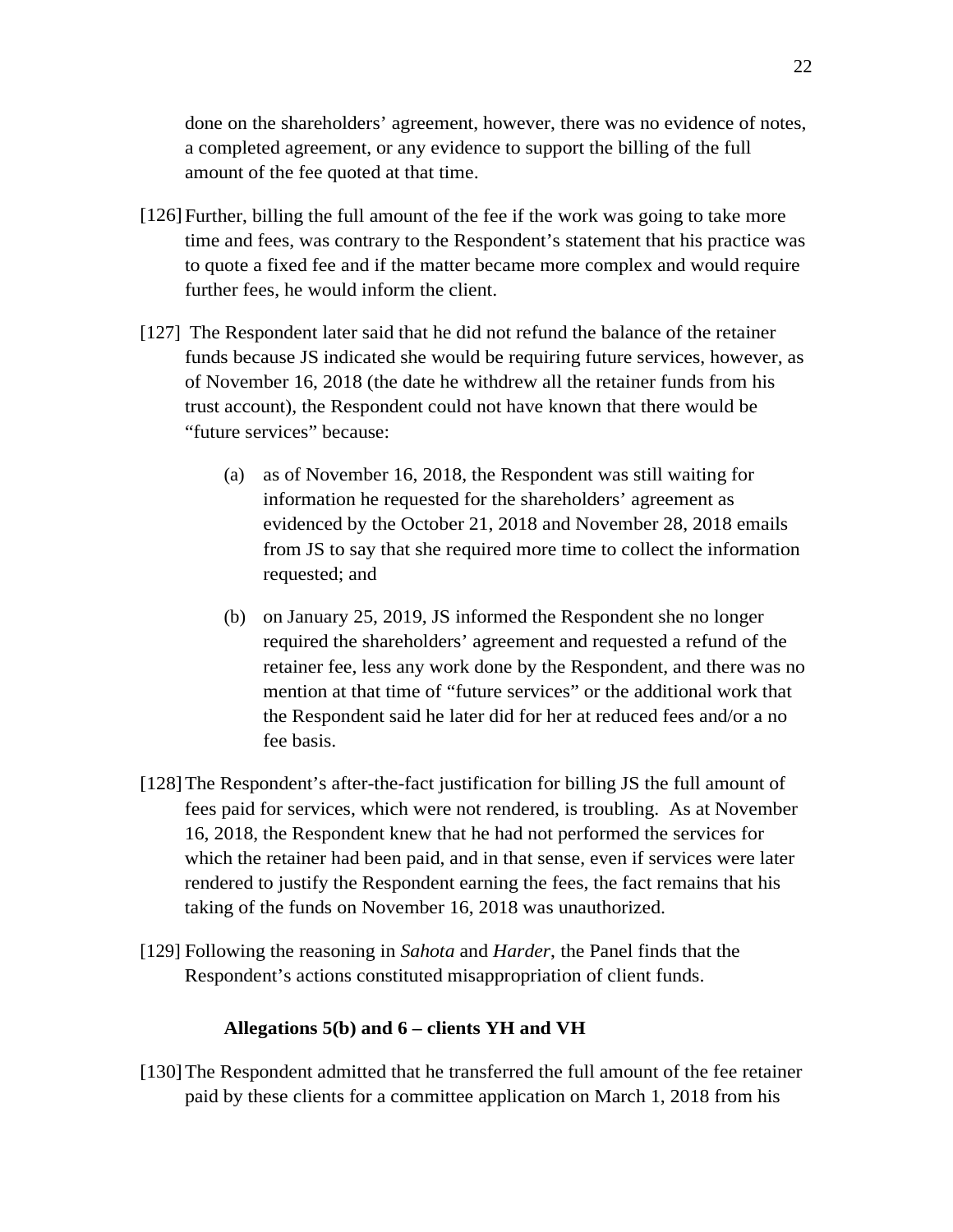done on the shareholders' agreement, however, there was no evidence of notes, a completed agreement, or any evidence to support the billing of the full amount of the fee quoted at that time.

[126] Further, billing the full amount of the fee if the work was going to take more time and fees, was contrary to the Respondent's statement that his practice was to quote a fixed fee and if the matter became more complex and would require further fees, he would inform the client.

[127] The Respondent later said that he did not refund the balance of the retainer funds because JS indicated she would be requiring future services, however, as of November 16, 2018 (the date he withdrew all the retainer funds from his trust account), the Respondent could not have known that there would be "future services" because:

(a) as of November 16, 2018, the Respondent was still waiting for information he requested for the shareholders' agreement as evidenced by the October 21, 2018 and November 28, 2018 emails from JS to say that she required more time to collect the information requested; and

(b) on January 25, 2019, JS informed the Respondent she no longer required the shareholders' agreement and requested a refund of the retainer fee, less any work done by the Respondent, and there was no mention at that time of "future services" or the additional work that the Respondent said he later did for her at reduced fees and/or a no fee basis.

[128] The Respondent's after-the-fact justification for billing JS the full amount of fees paid for services, which were not rendered, is troubling. As at November 16, 2018, the Respondent knew that he had not performed the services for which the retainer had been paid, and in that sense, even if services were later rendered to justify the Respondent earning the fees, the fact remains that his taking of the funds on November 16, 2018 was unauthorized.

[129] Following the reasoning in *Sahota* and *Harder*, the Panel finds that the Respondent's actions constituted misappropriation of client funds.

**Allegations 5(b) and 6 – clients YH and VH**

[130] The Respondent admitted that he transferred the full amount of the fee retainer paid by these clients for a committee application on March 1, 2018 from his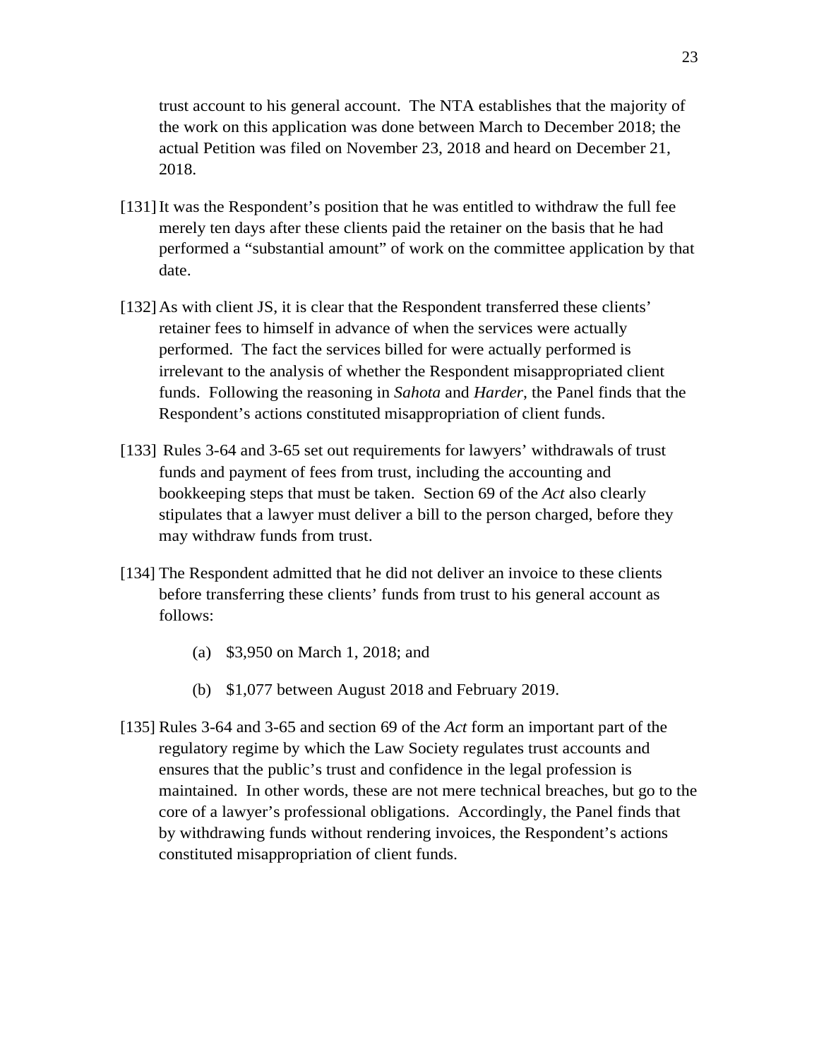trust account to his general account. The NTA establishes that the majority of the work on this application was done between March to December 2018; the actual Petition was filed on November 23, 2018 and heard on December 21, 2018.

[131] It was the Respondent's position that he was entitled to withdraw the full fee merely ten days after these clients paid the retainer on the basis that he had performed a "substantial amount" of work on the committee application by that date.

[132] As with client JS, it is clear that the Respondent transferred these clients' retainer fees to himself in advance of when the services were actually performed. The fact the services billed for were actually performed is irrelevant to the analysis of whether the Respondent misappropriated client funds. Following the reasoning in *Sahota* and *Harder*, the Panel finds that the Respondent's actions constituted misappropriation of client funds.

[133] Rules 3-64 and 3-65 set out requirements for lawyers' withdrawals of trust funds and payment of fees from trust, including the accounting and bookkeeping steps that must be taken. Section 69 of the *Act* also clearly stipulates that a lawyer must deliver a bill to the person charged, before they may withdraw funds from trust.

[134] The Respondent admitted that he did not deliver an invoice to these clients before transferring these clients' funds from trust to his general account as follows:

(a) $3,950 on March 1, 2018; and

(b) $1,077 between August 2018 and February 2019.

[135] Rules 3-64 and 3-65 and section 69 of the *Act* form an important part of the regulatory regime by which the Law Society regulates trust accounts and ensures that the public's trust and confidence in the legal profession is maintained. In other words, these are not mere technical breaches, but go to the core of a lawyer's professional obligations. Accordingly, the Panel finds that by withdrawing funds without rendering invoices, the Respondent's actions constituted misappropriation of client funds.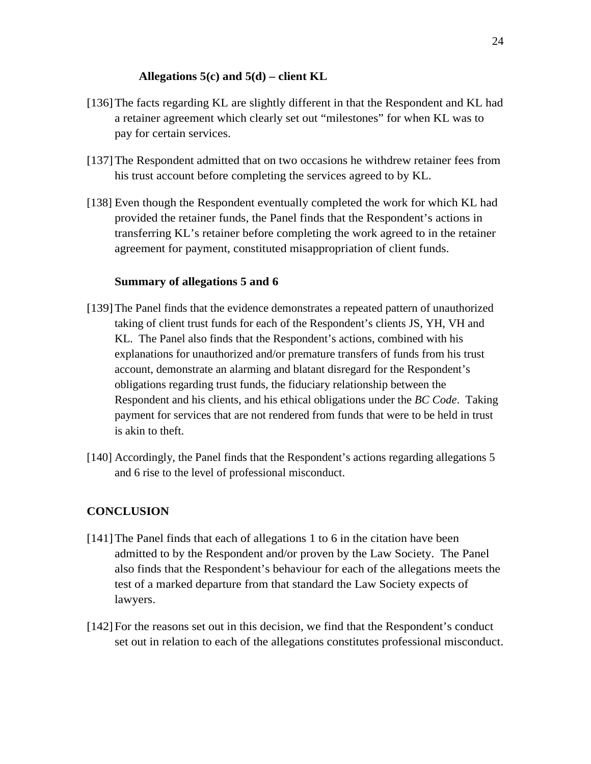### Allegations 5(c) and 5(d) – client KL

[136] The facts regarding KL are slightly different in that the Respondent and KL had a retainer agreement which clearly set out "milestones" for when KL was to pay for certain services.

[137] The Respondent admitted that on two occasions he withdrew retainer fees from his trust account before completing the services agreed to by KL.

[138] Even though the Respondent eventually completed the work for which KL had provided the retainer funds, the Panel finds that the Respondent's actions in transferring KL's retainer before completing the work agreed to in the retainer agreement for payment, constituted misappropriation of client funds.

### Summary of allegations 5 and 6

[139] The Panel finds that the evidence demonstrates a repeated pattern of unauthorized taking of client trust funds for each of the Respondent's clients JS, YH, VH and KL. The Panel also finds that the Respondent's actions, combined with his explanations for unauthorized and/or premature transfers of funds from his trust account, demonstrate an alarming and blatant disregard for the Respondent's obligations regarding trust funds, the fiduciary relationship between the Respondent and his clients, and his ethical obligations under the *BC Code*. Taking payment for services that are not rendered from funds that were to be held in trust is akin to theft.

[140] Accordingly, the Panel finds that the Respondent's actions regarding allegations 5 and 6 rise to the level of professional misconduct.

## CONCLUSION

[141] The Panel finds that each of allegations 1 to 6 in the citation have been admitted to by the Respondent and/or proven by the Law Society. The Panel also finds that the Respondent's behaviour for each of the allegations meets the test of a marked departure from that standard the Law Society expects of lawyers.

[142] For the reasons set out in this decision, we find that the Respondent's conduct set out in relation to each of the allegations constitutes professional misconduct.